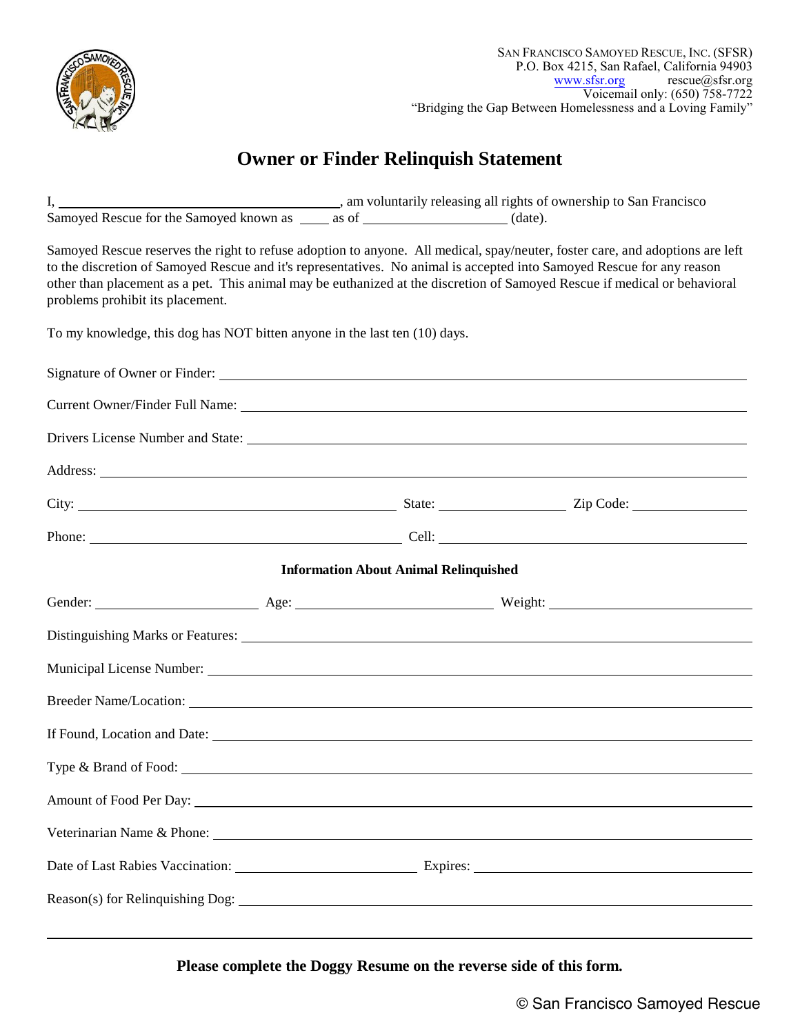San Francisco Samoyed Rescue, Inc. (SFSR)
P.O. Box 4215, San Rafael, California 94903
www.sfsr.org rescue@sfsr.org
Voicemail only: (650) 758-7722
"Bridging the Gap Between Homelessness and a Loving Family"

# Owner or Finder Relinquish Statement

I, ________________________________, am voluntarily releasing all rights of ownership to San Francisco Samoyed Rescue for the Samoyed known as ____ as of ________________ (date).

Samoyed Rescue reserves the right to refuse adoption to anyone. All medical, spay/neuter, foster care, and adoptions are left to the discretion of Samoyed Rescue and it's representatives. No animal is accepted into Samoyed Rescue for any reason other than placement as a pet. This animal may be euthanized at the discretion of Samoyed Rescue if medical or behavioral problems prohibit its placement.

To my knowledge, this dog has NOT bitten anyone in the last ten (10) days.

Signature of Owner or Finder: ________________________________

Current Owner/Finder Full Name: ________________________________

Drivers License Number and State: ________________________________

Address: ________________________________

City: ________________ State: ________________ Zip Code: ________________

Phone: ________________ Cell: ________________

**Information About Animal Relinquished**

Gender: ________________ Age: ________________ Weight: ________________

Distinguishing Marks or Features: ________________________________

Municipal License Number: ________________________________

Breeder Name/Location: ________________________________

If Found, Location and Date: ________________________________

Type & Brand of Food: ________________________________

Amount of Food Per Day: ________________________________

Veterinarian Name & Phone: ________________________________

Date of Last Rabies Vaccination: ________________ Expires: ________________

Reason(s) for Relinquishing Dog: ________________________________

________________________________________________________________

**Please complete the Doggy Resume on the reverse side of this form.**

© San Francisco Samoyed Rescue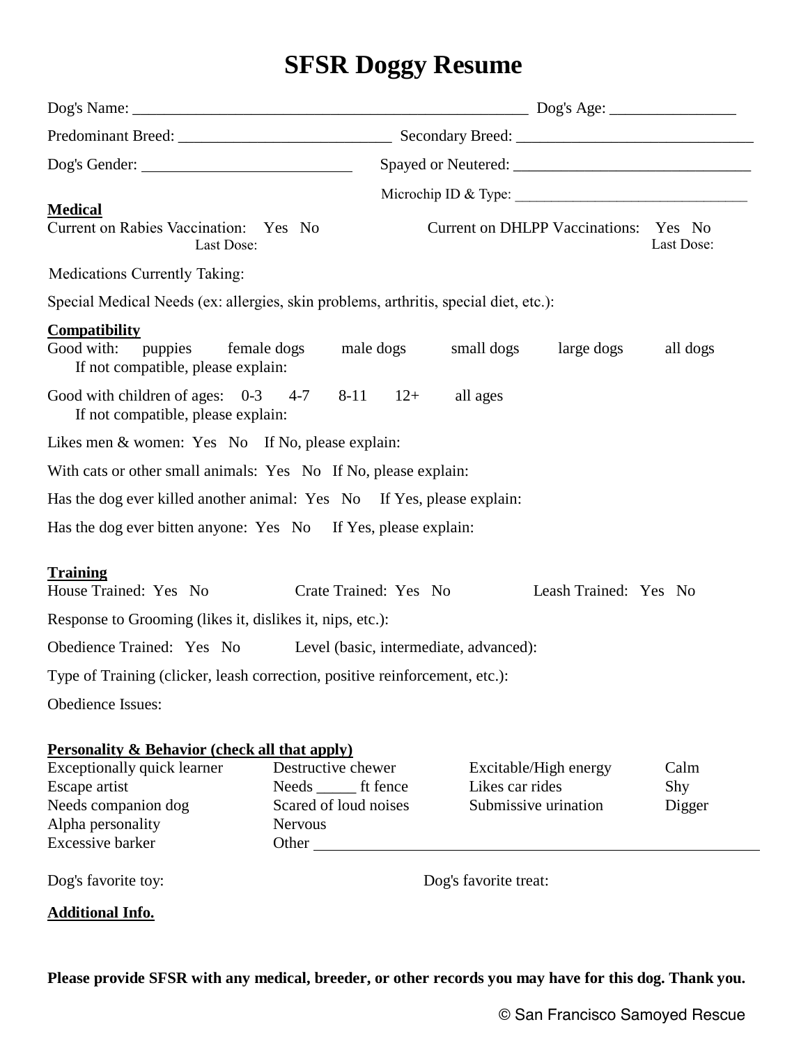# SFSR Doggy Resume

Dog's Name: ___________________________________________________ Dog's Age: ________________

Predominant Breed: ___________________________ Secondary Breed: ______________________________

Dog's Gender: ___________________________ Spayed or Neutered: ______________________________

Microchip ID & Type: _________________________________

**Medical**

Current on Rabies Vaccination: Yes No
Last Dose:

Current on DHLPP Vaccinations: Yes No
Last Dose:

Medications Currently Taking:

Special Medical Needs (ex: allergies, skin problems, arthritis, special diet, etc.):

**Compatibility**

Good with: puppies female dogs male dogs small dogs large dogs all dogs
If not compatible, please explain:

Good with children of ages: 0-3 4-7 8-11 12+ all ages
If not compatible, please explain:

Likes men & women: Yes No If No, please explain:

With cats or other small animals: Yes No If No, please explain:

Has the dog ever killed another animal: Yes No If Yes, please explain:

Has the dog ever bitten anyone: Yes No If Yes, please explain:

**Training**

House Trained: Yes No Crate Trained: Yes No Leash Trained: Yes No

Response to Grooming (likes it, dislikes it, nips, etc.):

Obedience Trained: Yes No Level (basic, intermediate, advanced):

Type of Training (clicker, leash correction, positive reinforcement, etc.):

Obedience Issues:

**Personality & Behavior (check all that apply)**

| | | | |
|---|---|---|---|
| Exceptionally quick learner | Destructive chewer | Excitable/High energy | Calm |
| Escape artist | Needs _____ ft fence | Likes car rides | Shy |
| Needs companion dog | Scared of loud noises | Submissive urination | Digger |
| Alpha personality | Nervous | | |
| Excessive barker | Other ______________________ | | |

Dog's favorite toy: Dog's favorite treat:

**Additional Info.**

**Please provide SFSR with any medical, breeder, or other records you may have for this dog. Thank you.**

© San Francisco Samoyed Rescue